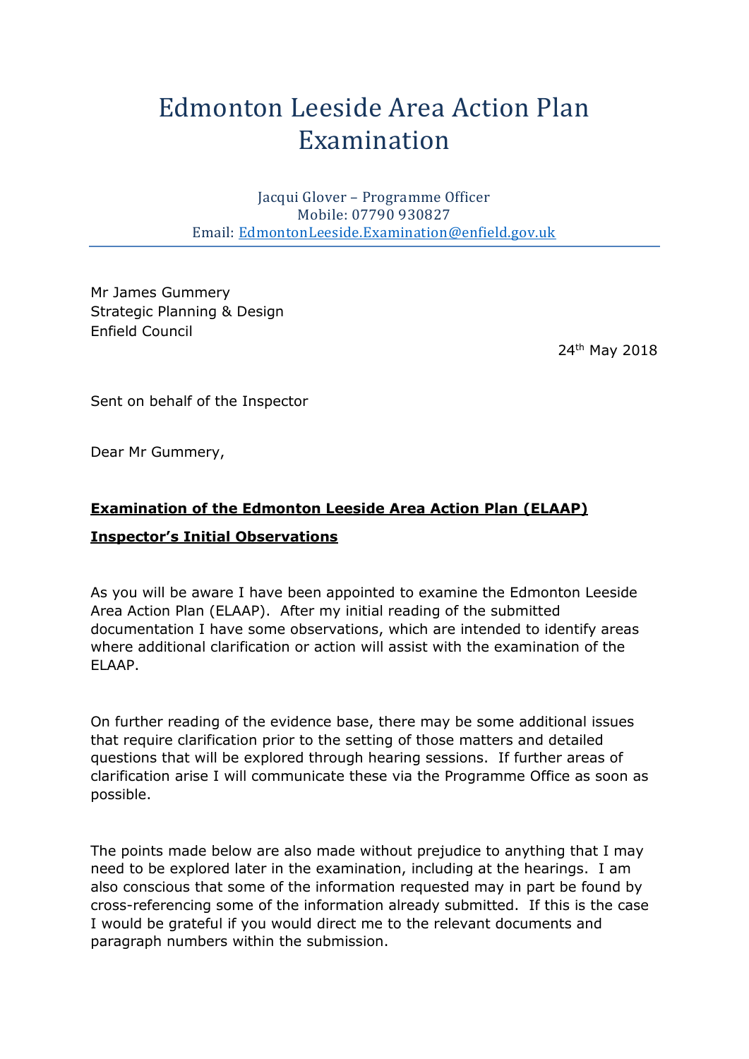# Edmonton Leeside Area Action Plan Examination

Jacqui Glover – Programme Officer
Mobile: 07790 930827
Email: EdmontonLeeside.Examination@enfield.gov.uk

Mr James Gummery
Strategic Planning & Design
Enfield Council

24th May 2018

Sent on behalf of the Inspector

Dear Mr Gummery,

**Examination of the Edmonton Leeside Area Action Plan (ELAAP)**

**Inspector's Initial Observations**

As you will be aware I have been appointed to examine the Edmonton Leeside Area Action Plan (ELAAP). After my initial reading of the submitted documentation I have some observations, which are intended to identify areas where additional clarification or action will assist with the examination of the ELAAP.

On further reading of the evidence base, there may be some additional issues that require clarification prior to the setting of those matters and detailed questions that will be explored through hearing sessions. If further areas of clarification arise I will communicate these via the Programme Office as soon as possible.

The points made below are also made without prejudice to anything that I may need to be explored later in the examination, including at the hearings. I am also conscious that some of the information requested may in part be found by cross-referencing some of the information already submitted. If this is the case I would be grateful if you would direct me to the relevant documents and paragraph numbers within the submission.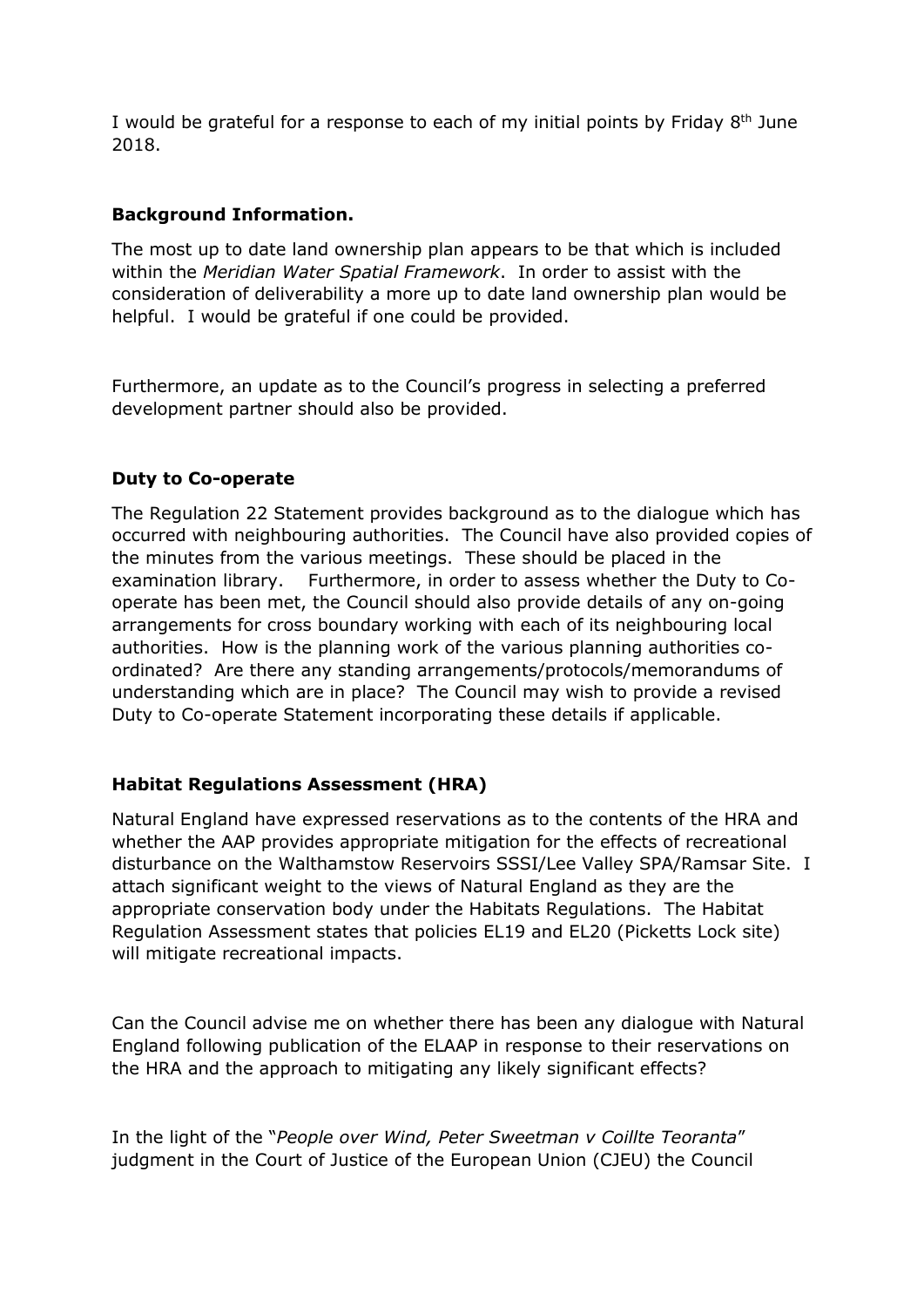I would be grateful for a response to each of my initial points by Friday 8th June 2018.

**Background Information.**

The most up to date land ownership plan appears to be that which is included within the *Meridian Water Spatial Framework*. In order to assist with the consideration of deliverability a more up to date land ownership plan would be helpful. I would be grateful if one could be provided.

Furthermore, an update as to the Council's progress in selecting a preferred development partner should also be provided.

**Duty to Co-operate**

The Regulation 22 Statement provides background as to the dialogue which has occurred with neighbouring authorities. The Council have also provided copies of the minutes from the various meetings. These should be placed in the examination library. Furthermore, in order to assess whether the Duty to Co-operate has been met, the Council should also provide details of any on-going arrangements for cross boundary working with each of its neighbouring local authorities. How is the planning work of the various planning authorities co-ordinated? Are there any standing arrangements/protocols/memorandums of understanding which are in place? The Council may wish to provide a revised Duty to Co-operate Statement incorporating these details if applicable.

**Habitat Regulations Assessment (HRA)**

Natural England have expressed reservations as to the contents of the HRA and whether the AAP provides appropriate mitigation for the effects of recreational disturbance on the Walthamstow Reservoirs SSSI/Lee Valley SPA/Ramsar Site. I attach significant weight to the views of Natural England as they are the appropriate conservation body under the Habitats Regulations. The Habitat Regulation Assessment states that policies EL19 and EL20 (Picketts Lock site) will mitigate recreational impacts.

Can the Council advise me on whether there has been any dialogue with Natural England following publication of the ELAAP in response to their reservations on the HRA and the approach to mitigating any likely significant effects?

In the light of the "*People over Wind, Peter Sweetman v Coillte Teoranta*" judgment in the Court of Justice of the European Union (CJEU) the Council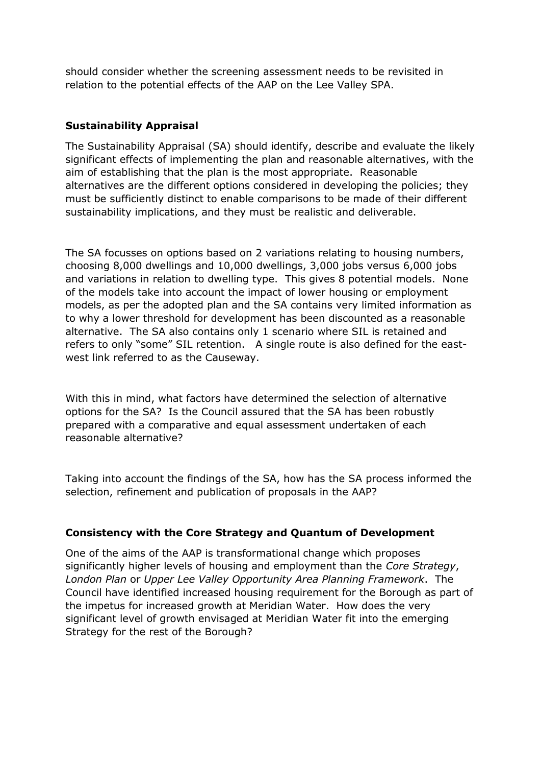should consider whether the screening assessment needs to be revisited in relation to the potential effects of the AAP on the Lee Valley SPA.

**Sustainability Appraisal**

The Sustainability Appraisal (SA) should identify, describe and evaluate the likely significant effects of implementing the plan and reasonable alternatives, with the aim of establishing that the plan is the most appropriate. Reasonable alternatives are the different options considered in developing the policies; they must be sufficiently distinct to enable comparisons to be made of their different sustainability implications, and they must be realistic and deliverable.

The SA focusses on options based on 2 variations relating to housing numbers, choosing 8,000 dwellings and 10,000 dwellings, 3,000 jobs versus 6,000 jobs and variations in relation to dwelling type. This gives 8 potential models. None of the models take into account the impact of lower housing or employment models, as per the adopted plan and the SA contains very limited information as to why a lower threshold for development has been discounted as a reasonable alternative. The SA also contains only 1 scenario where SIL is retained and refers to only "some" SIL retention. A single route is also defined for the east-west link referred to as the Causeway.

With this in mind, what factors have determined the selection of alternative options for the SA? Is the Council assured that the SA has been robustly prepared with a comparative and equal assessment undertaken of each reasonable alternative?

Taking into account the findings of the SA, how has the SA process informed the selection, refinement and publication of proposals in the AAP?

**Consistency with the Core Strategy and Quantum of Development**

One of the aims of the AAP is transformational change which proposes significantly higher levels of housing and employment than the *Core Strategy*, *London Plan* or *Upper Lee Valley Opportunity Area Planning Framework*. The Council have identified increased housing requirement for the Borough as part of the impetus for increased growth at Meridian Water. How does the very significant level of growth envisaged at Meridian Water fit into the emerging Strategy for the rest of the Borough?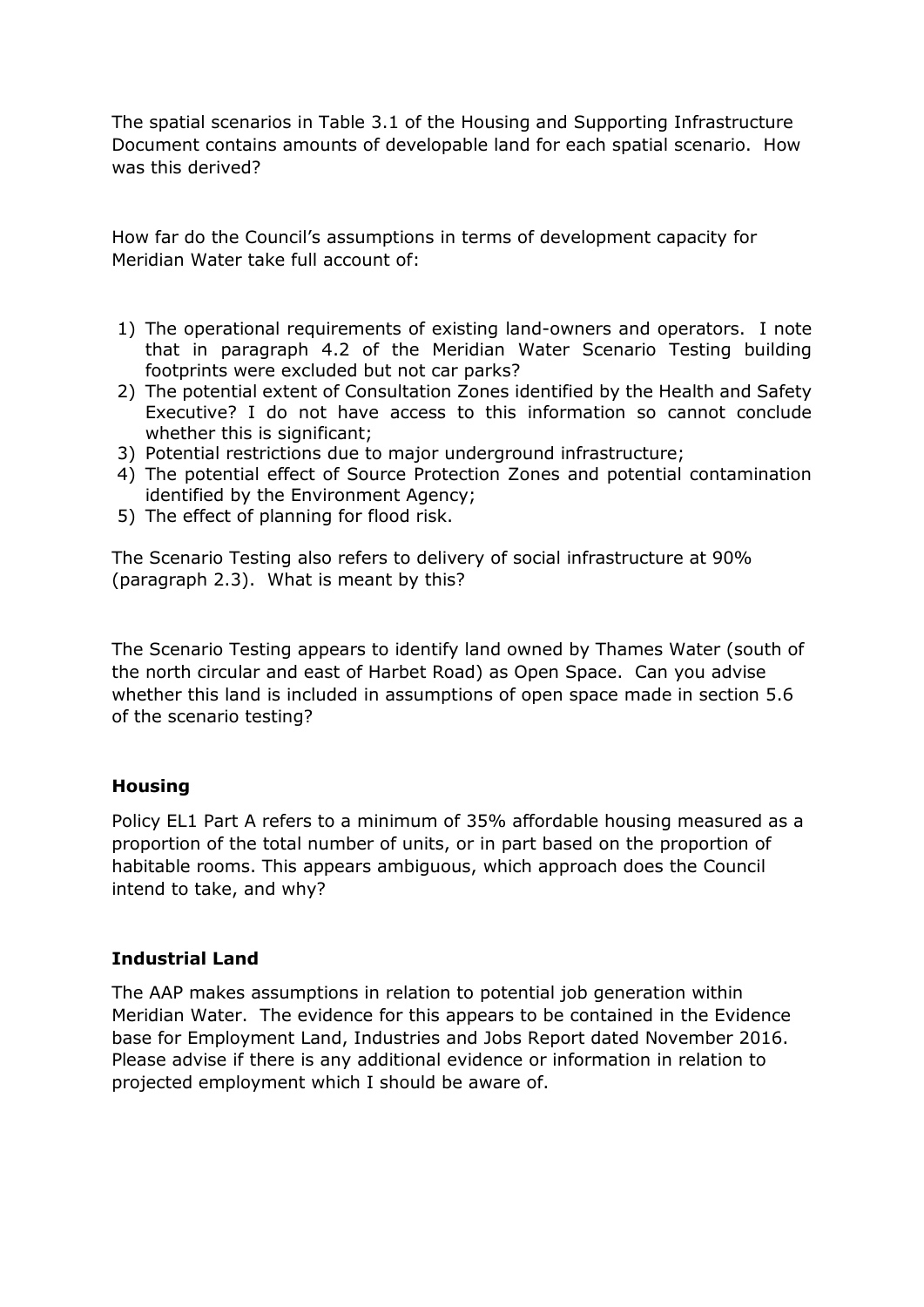The spatial scenarios in Table 3.1 of the Housing and Supporting Infrastructure Document contains amounts of developable land for each spatial scenario. How was this derived?

How far do the Council's assumptions in terms of development capacity for Meridian Water take full account of:

1) The operational requirements of existing land-owners and operators. I note that in paragraph 4.2 of the Meridian Water Scenario Testing building footprints were excluded but not car parks?
2) The potential extent of Consultation Zones identified by the Health and Safety Executive? I do not have access to this information so cannot conclude whether this is significant;
3) Potential restrictions due to major underground infrastructure;
4) The potential effect of Source Protection Zones and potential contamination identified by the Environment Agency;
5) The effect of planning for flood risk.

The Scenario Testing also refers to delivery of social infrastructure at 90% (paragraph 2.3). What is meant by this?

The Scenario Testing appears to identify land owned by Thames Water (south of the north circular and east of Harbet Road) as Open Space. Can you advise whether this land is included in assumptions of open space made in section 5.6 of the scenario testing?

**Housing**

Policy EL1 Part A refers to a minimum of 35% affordable housing measured as a proportion of the total number of units, or in part based on the proportion of habitable rooms. This appears ambiguous, which approach does the Council intend to take, and why?

**Industrial Land**

The AAP makes assumptions in relation to potential job generation within Meridian Water. The evidence for this appears to be contained in the Evidence base for Employment Land, Industries and Jobs Report dated November 2016. Please advise if there is any additional evidence or information in relation to projected employment which I should be aware of.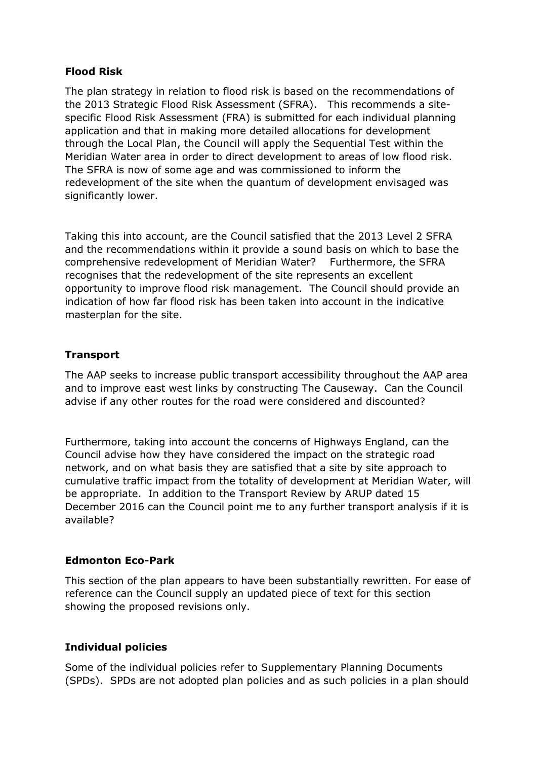**Flood Risk**

The plan strategy in relation to flood risk is based on the recommendations of the 2013 Strategic Flood Risk Assessment (SFRA). This recommends a site-specific Flood Risk Assessment (FRA) is submitted for each individual planning application and that in making more detailed allocations for development through the Local Plan, the Council will apply the Sequential Test within the Meridian Water area in order to direct development to areas of low flood risk. The SFRA is now of some age and was commissioned to inform the redevelopment of the site when the quantum of development envisaged was significantly lower.

Taking this into account, are the Council satisfied that the 2013 Level 2 SFRA and the recommendations within it provide a sound basis on which to base the comprehensive redevelopment of Meridian Water? Furthermore, the SFRA recognises that the redevelopment of the site represents an excellent opportunity to improve flood risk management. The Council should provide an indication of how far flood risk has been taken into account in the indicative masterplan for the site.

**Transport**

The AAP seeks to increase public transport accessibility throughout the AAP area and to improve east west links by constructing The Causeway. Can the Council advise if any other routes for the road were considered and discounted?

Furthermore, taking into account the concerns of Highways England, can the Council advise how they have considered the impact on the strategic road network, and on what basis they are satisfied that a site by site approach to cumulative traffic impact from the totality of development at Meridian Water, will be appropriate. In addition to the Transport Review by ARUP dated 15 December 2016 can the Council point me to any further transport analysis if it is available?

**Edmonton Eco-Park**

This section of the plan appears to have been substantially rewritten. For ease of reference can the Council supply an updated piece of text for this section showing the proposed revisions only.

**Individual policies**

Some of the individual policies refer to Supplementary Planning Documents (SPDs). SPDs are not adopted plan policies and as such policies in a plan should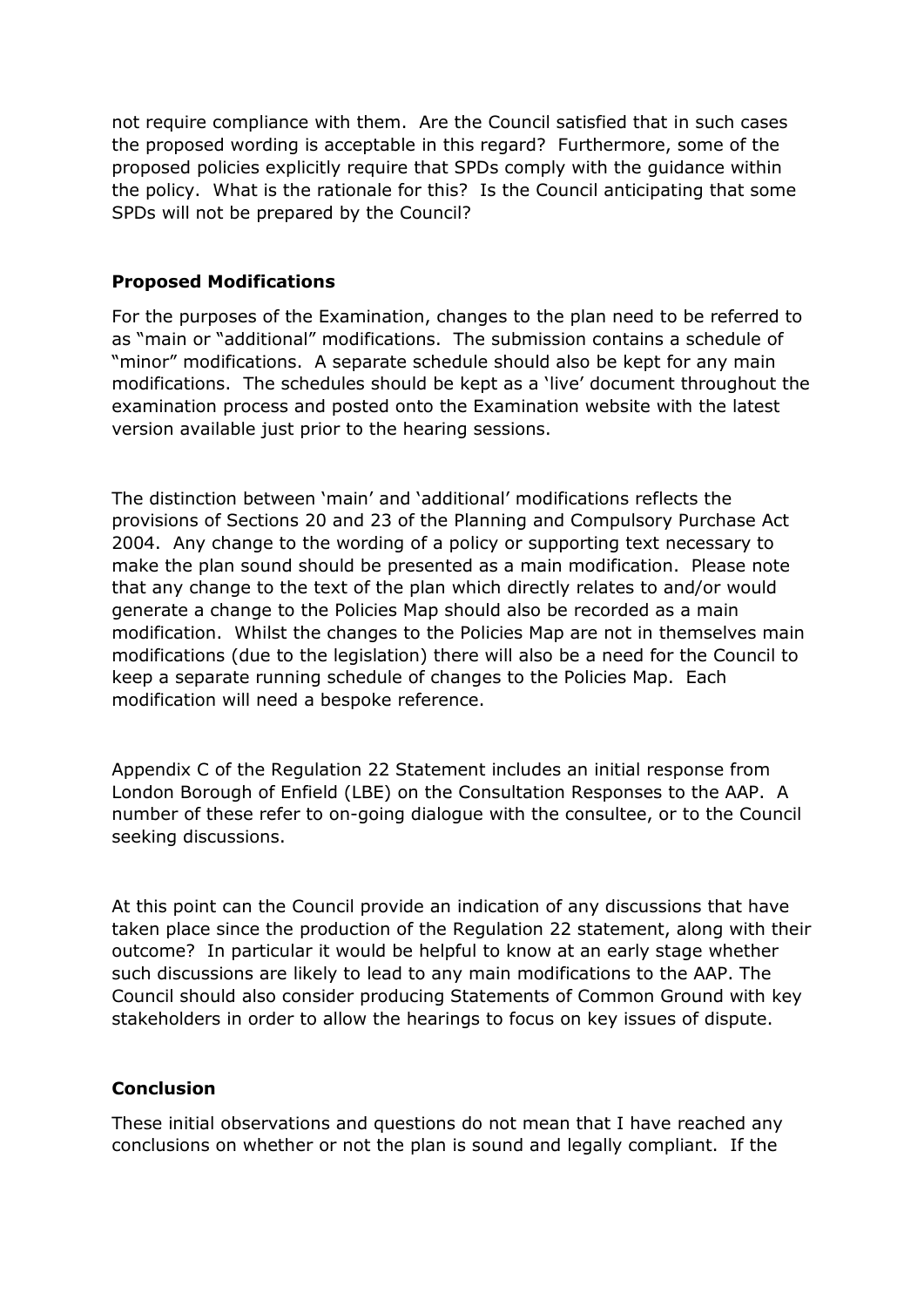not require compliance with them. Are the Council satisfied that in such cases the proposed wording is acceptable in this regard? Furthermore, some of the proposed policies explicitly require that SPDs comply with the guidance within the policy. What is the rationale for this? Is the Council anticipating that some SPDs will not be prepared by the Council?

**Proposed Modifications**

For the purposes of the Examination, changes to the plan need to be referred to as "main or "additional" modifications. The submission contains a schedule of "minor" modifications. A separate schedule should also be kept for any main modifications. The schedules should be kept as a 'live' document throughout the examination process and posted onto the Examination website with the latest version available just prior to the hearing sessions.

The distinction between 'main' and 'additional' modifications reflects the provisions of Sections 20 and 23 of the Planning and Compulsory Purchase Act 2004. Any change to the wording of a policy or supporting text necessary to make the plan sound should be presented as a main modification. Please note that any change to the text of the plan which directly relates to and/or would generate a change to the Policies Map should also be recorded as a main modification. Whilst the changes to the Policies Map are not in themselves main modifications (due to the legislation) there will also be a need for the Council to keep a separate running schedule of changes to the Policies Map. Each modification will need a bespoke reference.

Appendix C of the Regulation 22 Statement includes an initial response from London Borough of Enfield (LBE) on the Consultation Responses to the AAP. A number of these refer to on-going dialogue with the consultee, or to the Council seeking discussions.

At this point can the Council provide an indication of any discussions that have taken place since the production of the Regulation 22 statement, along with their outcome? In particular it would be helpful to know at an early stage whether such discussions are likely to lead to any main modifications to the AAP. The Council should also consider producing Statements of Common Ground with key stakeholders in order to allow the hearings to focus on key issues of dispute.

**Conclusion**

These initial observations and questions do not mean that I have reached any conclusions on whether or not the plan is sound and legally compliant. If the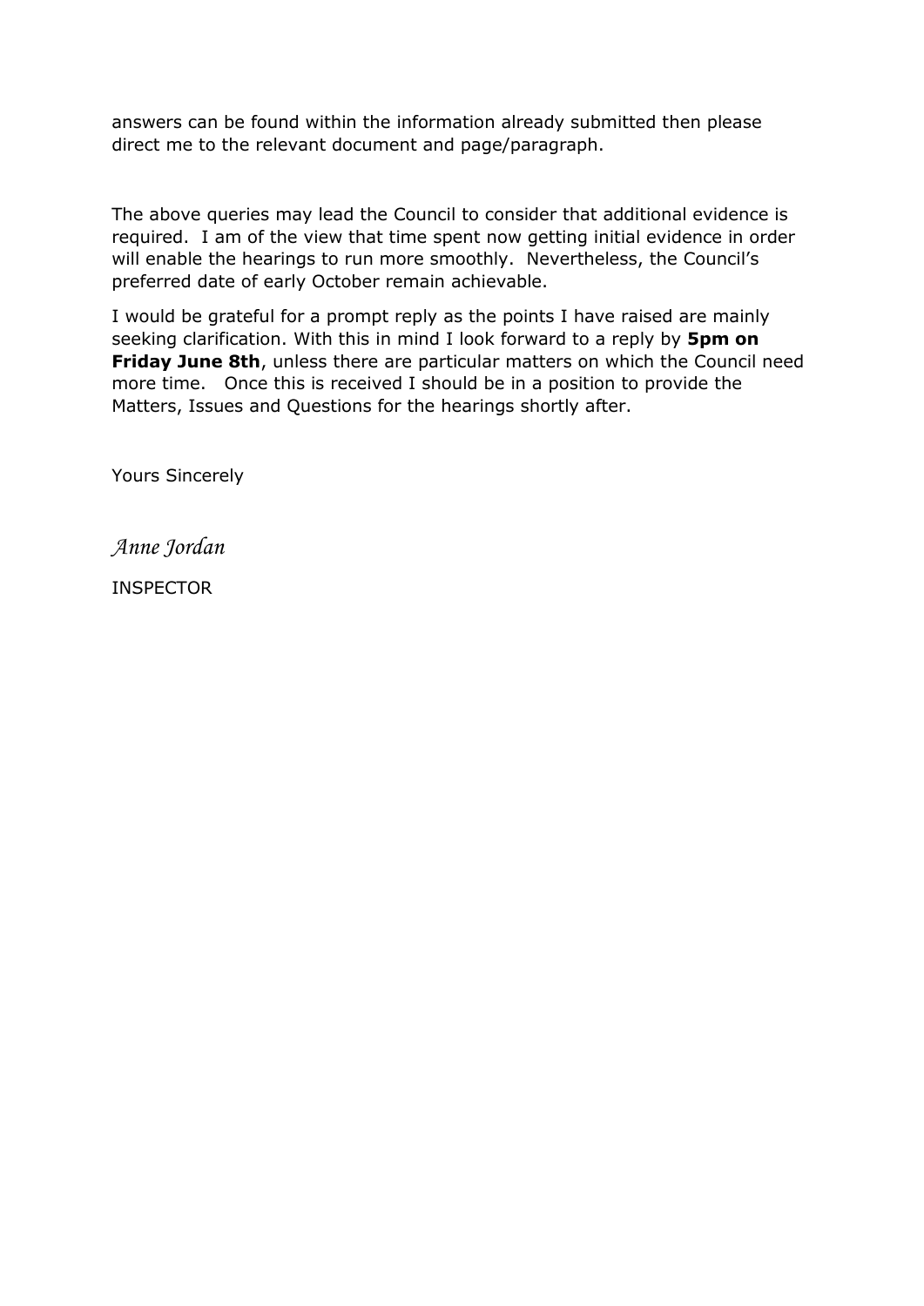answers can be found within the information already submitted then please direct me to the relevant document and page/paragraph.

The above queries may lead the Council to consider that additional evidence is required. I am of the view that time spent now getting initial evidence in order will enable the hearings to run more smoothly. Nevertheless, the Council's preferred date of early October remain achievable.

I would be grateful for a prompt reply as the points I have raised are mainly seeking clarification. With this in mind I look forward to a reply by **5pm on Friday June 8th**, unless there are particular matters on which the Council need more time. Once this is received I should be in a position to provide the Matters, Issues and Questions for the hearings shortly after.

Yours Sincerely

*Anne Jordan*

INSPECTOR